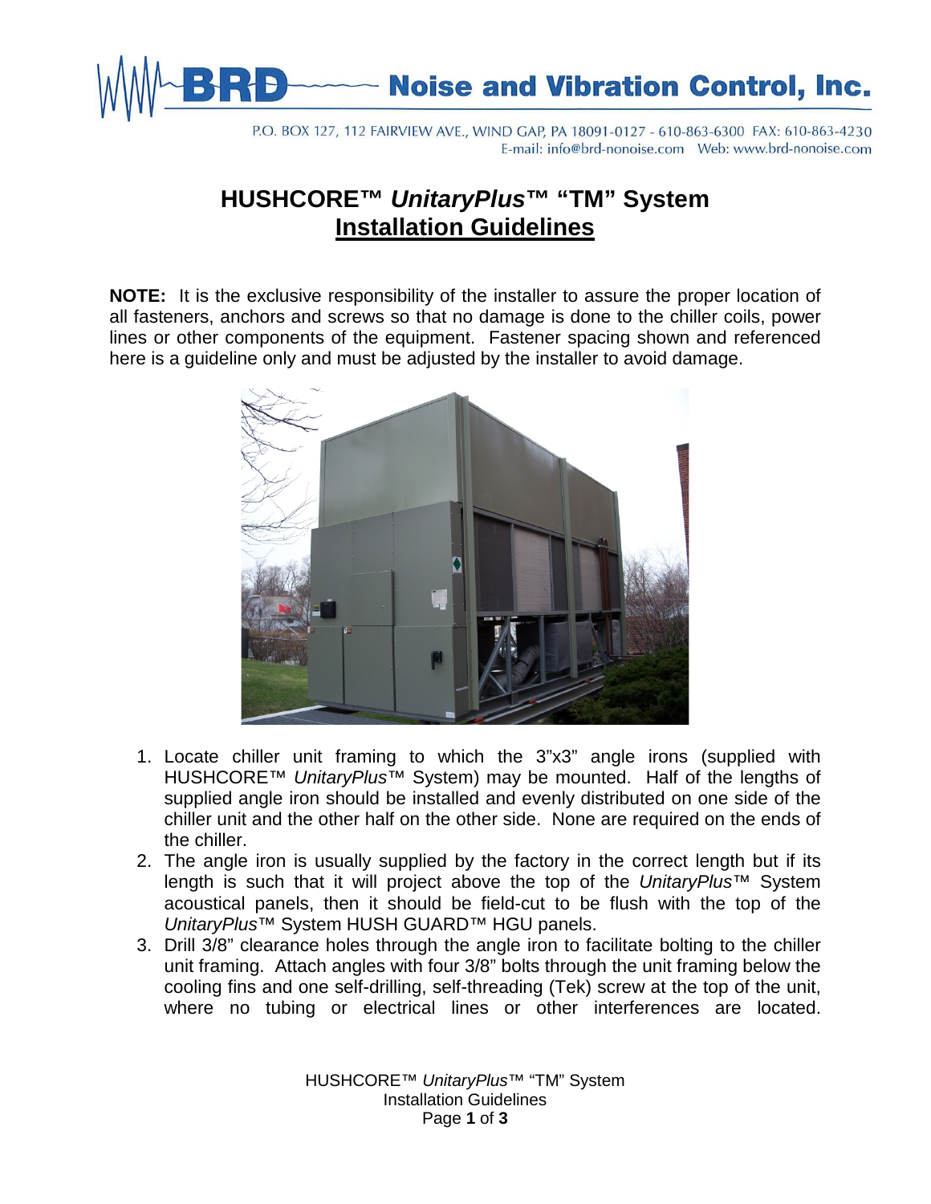BRD Noise and Vibration Control, Inc.

P.O. BOX 127, 112 FAIRVIEW AVE., WIND GAP, PA 18091-0127 - 610-863-6300 FAX: 610-863-4230
E-mail: info@brd-nonoise.com Web: www.brd-nonoise.com

# HUSHCORE™ *UnitaryPlus*™ "TM" System
## Installation Guidelines

**NOTE:** It is the exclusive responsibility of the installer to assure the proper location of all fasteners, anchors and screws so that no damage is done to the chiller coils, power lines or other components of the equipment. Fastener spacing shown and referenced here is a guideline only and must be adjusted by the installer to avoid damage.

1. Locate chiller unit framing to which the 3"x3" angle irons (supplied with HUSHCORE™ *UnitaryPlus*™ System) may be mounted. Half of the lengths of supplied angle iron should be installed and evenly distributed on one side of the chiller unit and the other half on the other side. None are required on the ends of the chiller.
2. The angle iron is usually supplied by the factory in the correct length but if its length is such that it will project above the top of the *UnitaryPlus*™ System acoustical panels, then it should be field-cut to be flush with the top of the *UnitaryPlus*™ System HUSH GUARD™ HGU panels.
3. Drill 3/8" clearance holes through the angle iron to facilitate bolting to the chiller unit framing. Attach angles with four 3/8" bolts through the unit framing below the cooling fins and one self-drilling, self-threading (Tek) screw at the top of the unit, where no tubing or electrical lines or other interferences are located.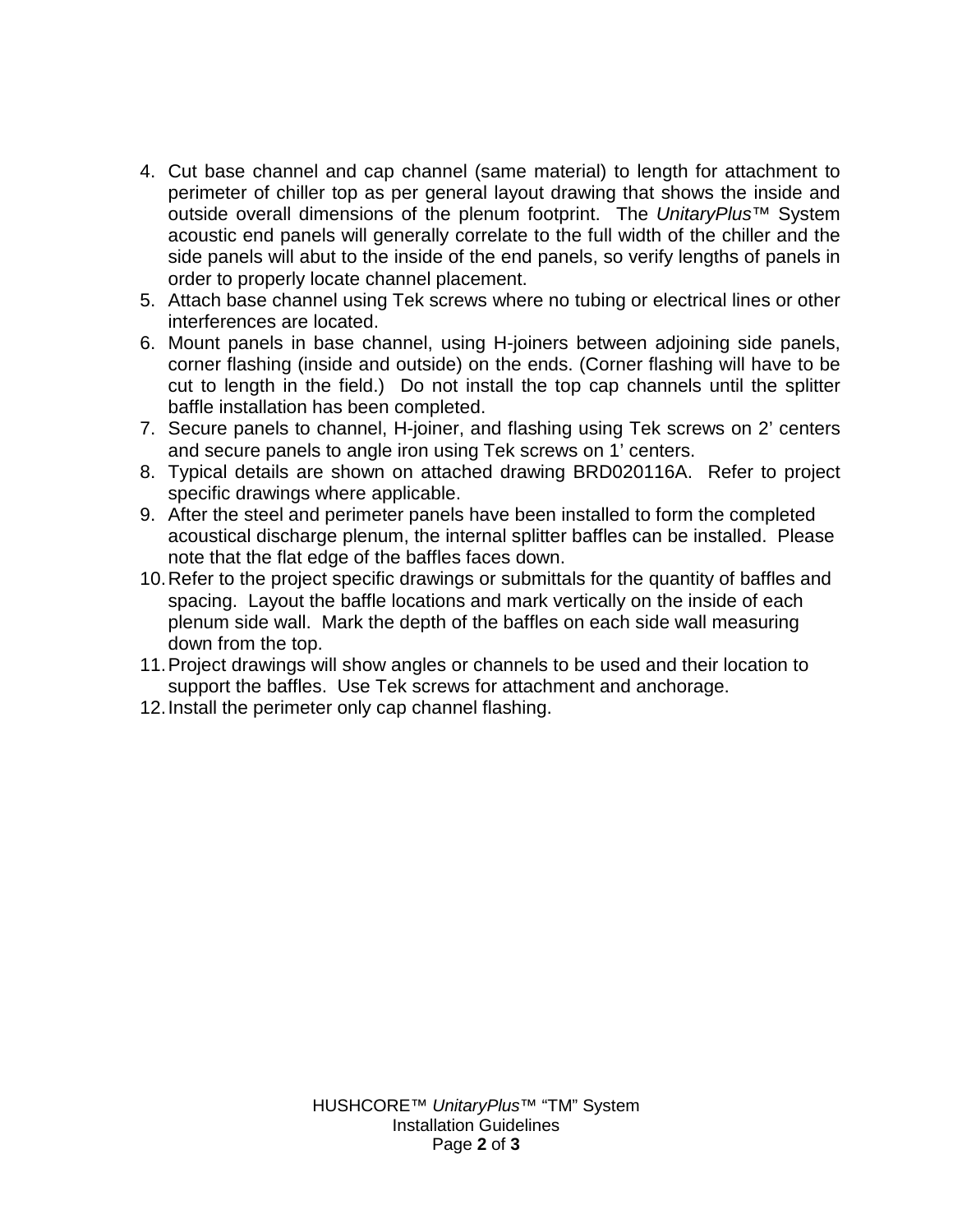4. Cut base channel and cap channel (same material) to length for attachment to perimeter of chiller top as per general layout drawing that shows the inside and outside overall dimensions of the plenum footprint. The *UnitaryPlus*™ System acoustic end panels will generally correlate to the full width of the chiller and the side panels will abut to the inside of the end panels, so verify lengths of panels in order to properly locate channel placement.
5. Attach base channel using Tek screws where no tubing or electrical lines or other interferences are located.
6. Mount panels in base channel, using H-joiners between adjoining side panels, corner flashing (inside and outside) on the ends. (Corner flashing will have to be cut to length in the field.) Do not install the top cap channels until the splitter baffle installation has been completed.
7. Secure panels to channel, H-joiner, and flashing using Tek screws on 2' centers and secure panels to angle iron using Tek screws on 1' centers.
8. Typical details are shown on attached drawing BRD020116A. Refer to project specific drawings where applicable.
9. After the steel and perimeter panels have been installed to form the completed acoustical discharge plenum, the internal splitter baffles can be installed. Please note that the flat edge of the baffles faces down.
10. Refer to the project specific drawings or submittals for the quantity of baffles and spacing. Layout the baffle locations and mark vertically on the inside of each plenum side wall. Mark the depth of the baffles on each side wall measuring down from the top.
11. Project drawings will show angles or channels to be used and their location to support the baffles. Use Tek screws for attachment and anchorage.
12. Install the perimeter only cap channel flashing.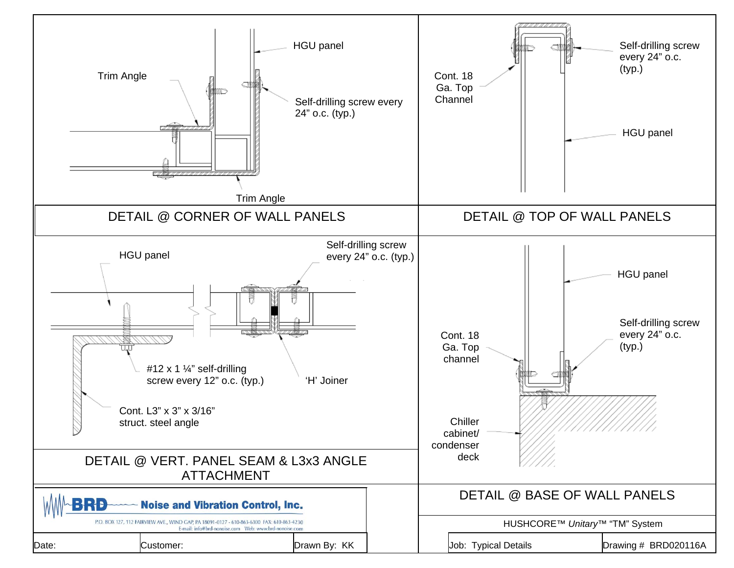Trim Angle

HGU panel

Self-drilling screw every 24” o.c. (typ.)

Trim Angle

## DETAIL @ CORNER OF WALL PANELS

Cont. 18 Ga. Top Channel

Self-drilling screw every 24” o.c. (typ.)

HGU panel

## DETAIL @ TOP OF WALL PANELS

HGU panel

Self-drilling screw every 24” o.c. (typ.)

#12 x 1 ¼” self-drilling screw every 12” o.c. (typ.)

‘H’ Joiner

Cont. L3” x 3” x 3/16” struct. steel angle

## DETAIL @ VERT. PANEL SEAM & L3x3 ANGLE ATTACHMENT

HGU panel

Cont. 18 Ga. Top channel

Self-drilling screw every 24” o.c. (typ.)

Chiller cabinet/ condenser deck

## DETAIL @ BASE OF WALL PANELS

BRD Noise and Vibration Control, Inc.

P.O. BOX 127, 112 FAIRVIEW AVE., WIND GAP, PA 18091-0127 - 610-863-6300 FAX: 610-863-4230
E-mail: info@brd-nonoise.com Web: www.brd-nonoise.com

HUSHCORE™ *Unitary*™ “TM” System

| | | | | |
|---|---|---|---|---|
| Date: | Customer: | Drawn By: KK | Job: Typical Details | Drawing # BRD020116A |